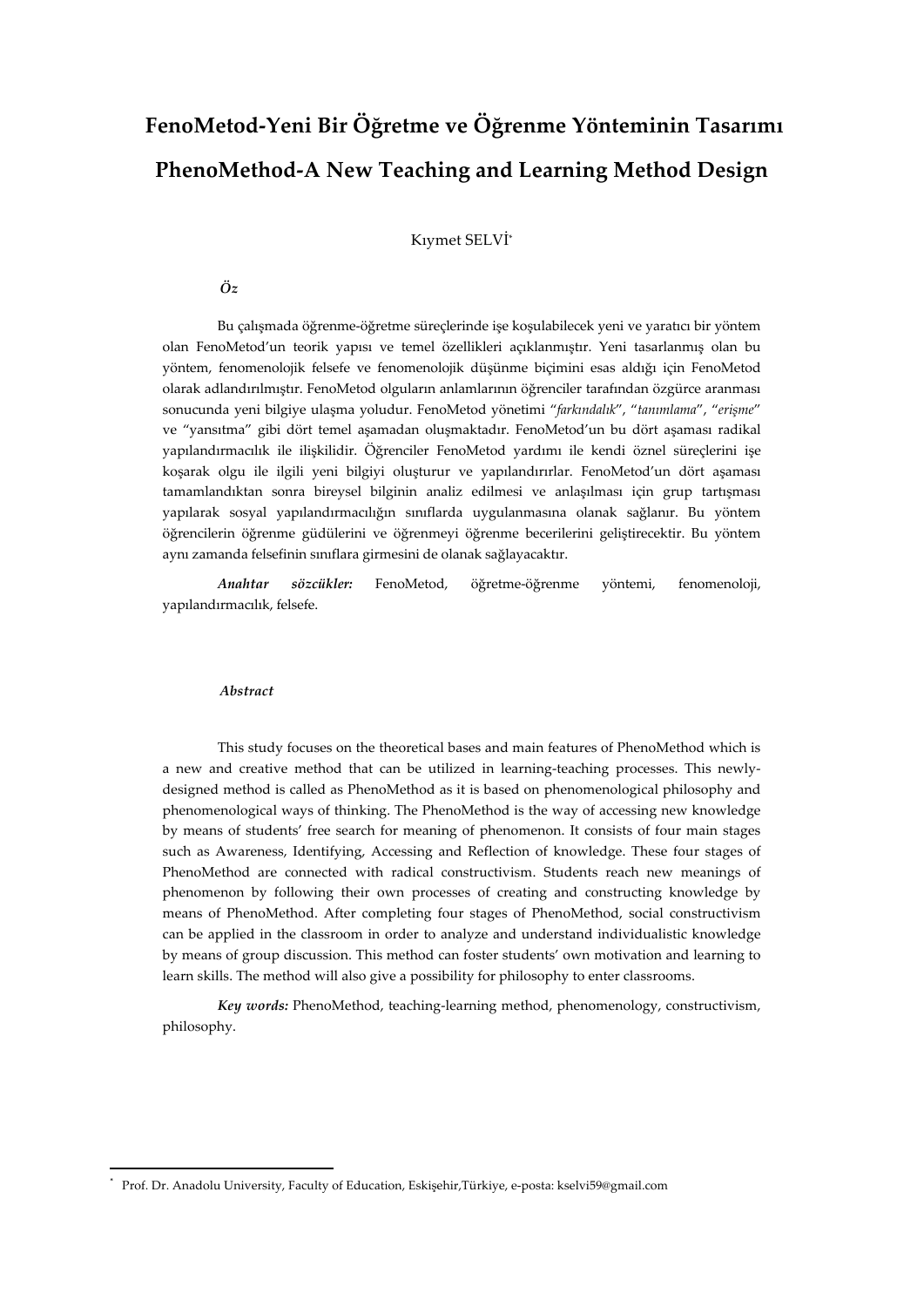# FenoMetod-Yeni Bir Öğretme ve Öğrenme Yönteminin Tasarımı

# PhenoMethod-A New Teaching and Learning Method Design

Kıymet SELVİ*

***Öz***

Bu çalışmada öğrenme-öğretme süreçlerinde işe koşulabilecek yeni ve yaratıcı bir yöntem olan FenoMetod'un teorik yapısı ve temel özellikleri açıklanmıştır. Yeni tasarlanmış olan bu yöntem, fenomenolojik felsefe ve fenomenolojik düşünme biçimini esas aldığı için FenoMetod olarak adlandırılmıştır. FenoMetod olguların anlamlarının öğrenciler tarafından özgürce aranması sonucunda yeni bilgiye ulaşma yoludur. FenoMetod yönetimi "*farkındalık*", "*tanımlama*", "*erişme*" ve "yansıtma" gibi dört temel aşamadan oluşmaktadır. FenoMetod'un bu dört aşaması radikal yapılandırmacılık ile ilişkilidir. Öğrenciler FenoMetod yardımı ile kendi öznel süreçlerini işe koşarak olgu ile ilgili yeni bilgiyi oluşturur ve yapılandırırlar. FenoMetod'un dört aşaması tamamlandıktan sonra bireysel bilginin analiz edilmesi ve anlaşılması için grup tartışması yapılarak sosyal yapılandırmacılığın sınıflarda uygulanmasına olanak sağlanır. Bu yöntem öğrencilerin öğrenme güdülerini ve öğrenmeyi öğrenme becerilerini geliştirecektir. Bu yöntem aynı zamanda felsefinin sınıflara girmesini de olanak sağlayacaktır.

***Anahtar sözcükler:*** FenoMetod, öğretme-öğrenme yöntemi, fenomenoloji, yapılandırmacılık, felsefe.

***Abstract***

This study focuses on the theoretical bases and main features of PhenoMethod which is a new and creative method that can be utilized in learning-teaching processes. This newly-designed method is called as PhenoMethod as it is based on phenomenological philosophy and phenomenological ways of thinking. The PhenoMethod is the way of accessing new knowledge by means of students' free search for meaning of phenomenon. It consists of four main stages such as Awareness, Identifying, Accessing and Reflection of knowledge. These four stages of PhenoMethod are connected with radical constructivism. Students reach new meanings of phenomenon by following their own processes of creating and constructing knowledge by means of PhenoMethod. After completing four stages of PhenoMethod, social constructivism can be applied in the classroom in order to analyze and understand individualistic knowledge by means of group discussion. This method can foster students' own motivation and learning to learn skills. The method will also give a possibility for philosophy to enter classrooms.

***Key words:*** PhenoMethod, teaching-learning method, phenomenology, constructivism, philosophy.

---

* Prof. Dr. Anadolu University, Faculty of Education, Eskişehir,Türkiye, e-posta: kselvi59@gmail.com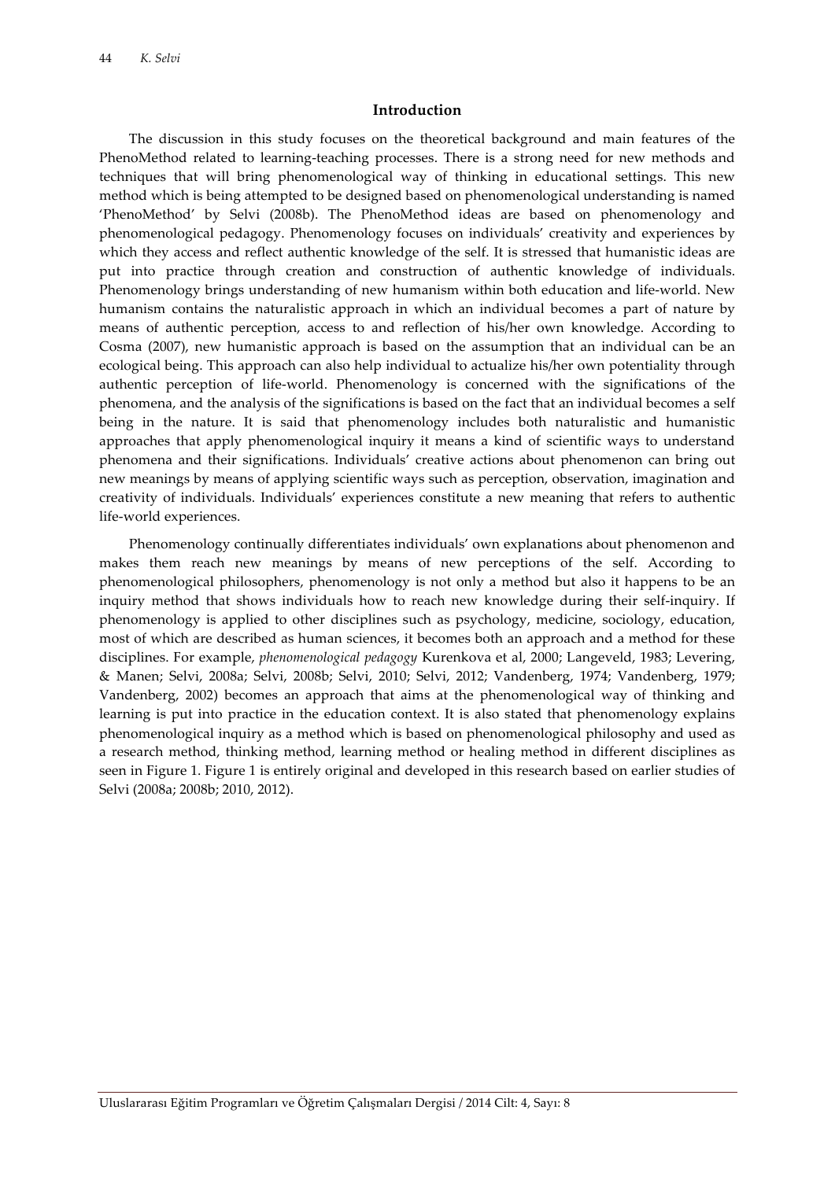## Introduction

The discussion in this study focuses on the theoretical background and main features of the PhenoMethod related to learning-teaching processes. There is a strong need for new methods and techniques that will bring phenomenological way of thinking in educational settings. This new method which is being attempted to be designed based on phenomenological understanding is named 'PhenoMethod' by Selvi (2008b). The PhenoMethod ideas are based on phenomenology and phenomenological pedagogy. Phenomenology focuses on individuals' creativity and experiences by which they access and reflect authentic knowledge of the self. It is stressed that humanistic ideas are put into practice through creation and construction of authentic knowledge of individuals. Phenomenology brings understanding of new humanism within both education and life-world. New humanism contains the naturalistic approach in which an individual becomes a part of nature by means of authentic perception, access to and reflection of his/her own knowledge. According to Cosma (2007), new humanistic approach is based on the assumption that an individual can be an ecological being. This approach can also help individual to actualize his/her own potentiality through authentic perception of life-world. Phenomenology is concerned with the significations of the phenomena, and the analysis of the significations is based on the fact that an individual becomes a self being in the nature. It is said that phenomenology includes both naturalistic and humanistic approaches that apply phenomenological inquiry it means a kind of scientific ways to understand phenomena and their significations. Individuals' creative actions about phenomenon can bring out new meanings by means of applying scientific ways such as perception, observation, imagination and creativity of individuals. Individuals' experiences constitute a new meaning that refers to authentic life-world experiences.

Phenomenology continually differentiates individuals' own explanations about phenomenon and makes them reach new meanings by means of new perceptions of the self. According to phenomenological philosophers, phenomenology is not only a method but also it happens to be an inquiry method that shows individuals how to reach new knowledge during their self-inquiry. If phenomenology is applied to other disciplines such as psychology, medicine, sociology, education, most of which are described as human sciences, it becomes both an approach and a method for these disciplines. For example, *phenomenological pedagogy* Kurenkova et al, 2000; Langeveld, 1983; Levering, & Manen; Selvi, 2008a; Selvi, 2008b; Selvi, 2010; Selvi, 2012; Vandenberg, 1974; Vandenberg, 1979; Vandenberg, 2002) becomes an approach that aims at the phenomenological way of thinking and learning is put into practice in the education context. It is also stated that phenomenology explains phenomenological inquiry as a method which is based on phenomenological philosophy and used as a research method, thinking method, learning method or healing method in different disciplines as seen in Figure 1. Figure 1 is entirely original and developed in this research based on earlier studies of Selvi (2008a; 2008b; 2010, 2012).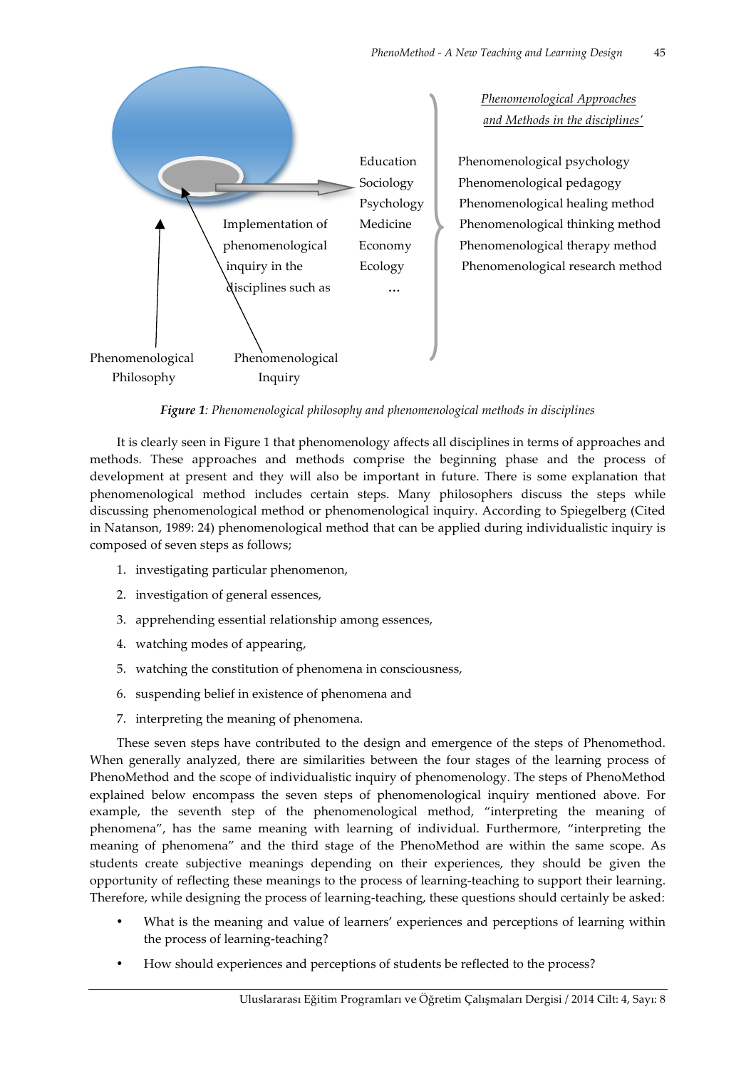Phenomenological Approaches and Methods in the disciplines'

| | |
|---|---|
| Education | Phenomenological psychology |
| Sociology | Phenomenological pedagogy |
| Psychology | Phenomenological healing method |
| Medicine | Phenomenological thinking method |
| Economy | Phenomenological therapy method |
| Ecology | Phenomenological research method |
| ... | |

Implementation of phenomenological inquiry in the disciplines such as

Phenomenological Philosophy

Phenomenological Inquiry

***Figure 1**: Phenomenological philosophy and phenomenological methods in disciplines*

It is clearly seen in Figure 1 that phenomenology affects all disciplines in terms of approaches and methods. These approaches and methods comprise the beginning phase and the process of development at present and they will also be important in future. There is some explanation that phenomenological method includes certain steps. Many philosophers discuss the steps while discussing phenomenological method or phenomenological inquiry. According to Spiegelberg (Cited in Natanson, 1989: 24) phenomenological method that can be applied during individualistic inquiry is composed of seven steps as follows;

1. investigating particular phenomenon,
2. investigation of general essences,
3. apprehending essential relationship among essences,
4. watching modes of appearing,
5. watching the constitution of phenomena in consciousness,
6. suspending belief in existence of phenomena and
7. interpreting the meaning of phenomena.

These seven steps have contributed to the design and emergence of the steps of Phenomethod. When generally analyzed, there are similarities between the four stages of the learning process of PhenoMethod and the scope of individualistic inquiry of phenomenology. The steps of PhenoMethod explained below encompass the seven steps of phenomenological inquiry mentioned above. For example, the seventh step of the phenomenological method, "interpreting the meaning of phenomena", has the same meaning with learning of individual. Furthermore, "interpreting the meaning of phenomena" and the third stage of the PhenoMethod are within the same scope. As students create subjective meanings depending on their experiences, they should be given the opportunity of reflecting these meanings to the process of learning-teaching to support their learning. Therefore, while designing the process of learning-teaching, these questions should certainly be asked:

- What is the meaning and value of learners' experiences and perceptions of learning within the process of learning-teaching?
- How should experiences and perceptions of students be reflected to the process?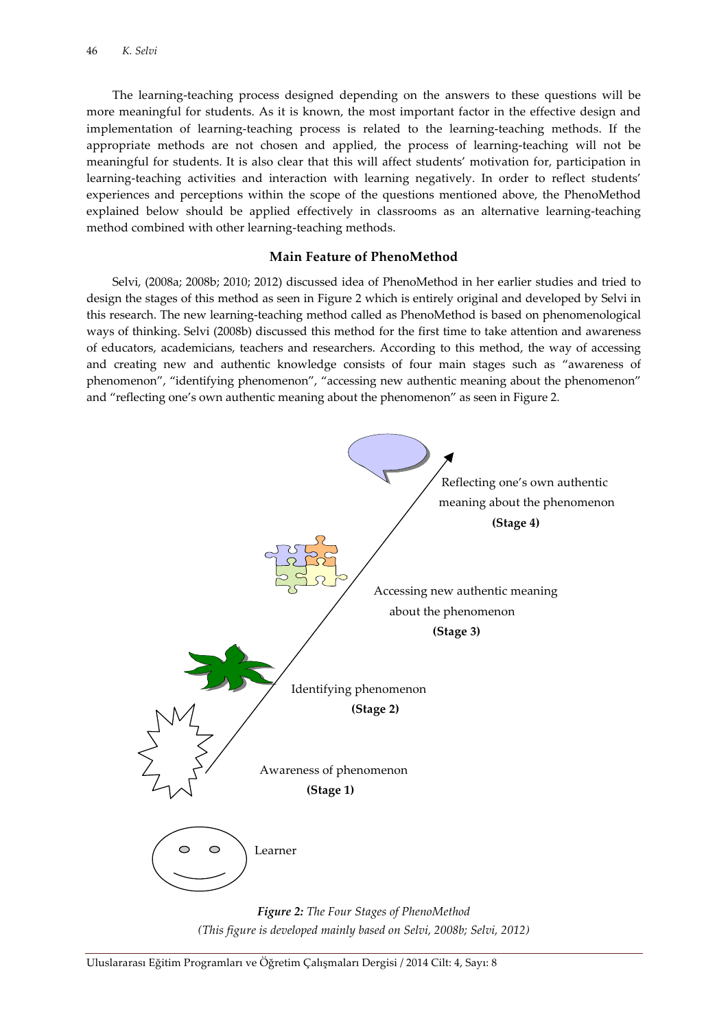The learning-teaching process designed depending on the answers to these questions will be more meaningful for students. As it is known, the most important factor in the effective design and implementation of learning-teaching process is related to the learning-teaching methods. If the appropriate methods are not chosen and applied, the process of learning-teaching will not be meaningful for students. It is also clear that this will affect students' motivation for, participation in learning-teaching activities and interaction with learning negatively. In order to reflect students' experiences and perceptions within the scope of the questions mentioned above, the PhenoMethod explained below should be applied effectively in classrooms as an alternative learning-teaching method combined with other learning-teaching methods.

## Main Feature of PhenoMethod

Selvi, (2008a; 2008b; 2010; 2012) discussed idea of PhenoMethod in her earlier studies and tried to design the stages of this method as seen in Figure 2 which is entirely original and developed by Selvi in this research. The new learning-teaching method called as PhenoMethod is based on phenomenological ways of thinking. Selvi (2008b) discussed this method for the first time to take attention and awareness of educators, academicians, teachers and researchers. According to this method, the way of accessing and creating new and authentic knowledge consists of four main stages such as "awareness of phenomenon", "identifying phenomenon", "accessing new authentic meaning about the phenomenon" and "reflecting one's own authentic meaning about the phenomenon" as seen in Figure 2.

Reflecting one's own authentic meaning about the phenomenon
**(Stage 4)**

Accessing new authentic meaning about the phenomenon
**(Stage 3)**

Identifying phenomenon
**(Stage 2)**

Awareness of phenomenon
**(Stage 1)**

Learner

***Figure 2:*** *The Four Stages of PhenoMethod*
*(This figure is developed mainly based on Selvi, 2008b; Selvi, 2012)*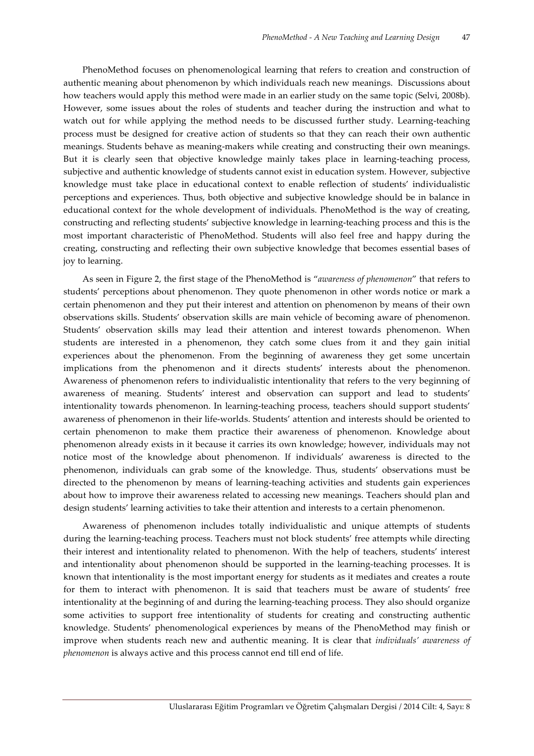PhenoMethod focuses on phenomenological learning that refers to creation and construction of authentic meaning about phenomenon by which individuals reach new meanings. Discussions about how teachers would apply this method were made in an earlier study on the same topic (Selvi, 2008b). However, some issues about the roles of students and teacher during the instruction and what to watch out for while applying the method needs to be discussed further study. Learning-teaching process must be designed for creative action of students so that they can reach their own authentic meanings. Students behave as meaning-makers while creating and constructing their own meanings. But it is clearly seen that objective knowledge mainly takes place in learning-teaching process, subjective and authentic knowledge of students cannot exist in education system. However, subjective knowledge must take place in educational context to enable reflection of students' individualistic perceptions and experiences. Thus, both objective and subjective knowledge should be in balance in educational context for the whole development of individuals. PhenoMethod is the way of creating, constructing and reflecting students' subjective knowledge in learning-teaching process and this is the most important characteristic of PhenoMethod. Students will also feel free and happy during the creating, constructing and reflecting their own subjective knowledge that becomes essential bases of joy to learning.

As seen in Figure 2, the first stage of the PhenoMethod is "*awareness of phenomenon*" that refers to students' perceptions about phenomenon. They quote phenomenon in other words notice or mark a certain phenomenon and they put their interest and attention on phenomenon by means of their own observations skills. Students' observation skills are main vehicle of becoming aware of phenomenon. Students' observation skills may lead their attention and interest towards phenomenon. When students are interested in a phenomenon, they catch some clues from it and they gain initial experiences about the phenomenon. From the beginning of awareness they get some uncertain implications from the phenomenon and it directs students' interests about the phenomenon. Awareness of phenomenon refers to individualistic intentionality that refers to the very beginning of awareness of meaning. Students' interest and observation can support and lead to students' intentionality towards phenomenon. In learning-teaching process, teachers should support students' awareness of phenomenon in their life-worlds. Students' attention and interests should be oriented to certain phenomenon to make them practice their awareness of phenomenon. Knowledge about phenomenon already exists in it because it carries its own knowledge; however, individuals may not notice most of the knowledge about phenomenon. If individuals' awareness is directed to the phenomenon, individuals can grab some of the knowledge. Thus, students' observations must be directed to the phenomenon by means of learning-teaching activities and students gain experiences about how to improve their awareness related to accessing new meanings. Teachers should plan and design students' learning activities to take their attention and interests to a certain phenomenon.

Awareness of phenomenon includes totally individualistic and unique attempts of students during the learning-teaching process. Teachers must not block students' free attempts while directing their interest and intentionality related to phenomenon. With the help of teachers, students' interest and intentionality about phenomenon should be supported in the learning-teaching processes. It is known that intentionality is the most important energy for students as it mediates and creates a route for them to interact with phenomenon. It is said that teachers must be aware of students' free intentionality at the beginning of and during the learning-teaching process. They also should organize some activities to support free intentionality of students for creating and constructing authentic knowledge. Students' phenomenological experiences by means of the PhenoMethod may finish or improve when students reach new and authentic meaning. It is clear that *individuals' awareness of phenomenon* is always active and this process cannot end till end of life.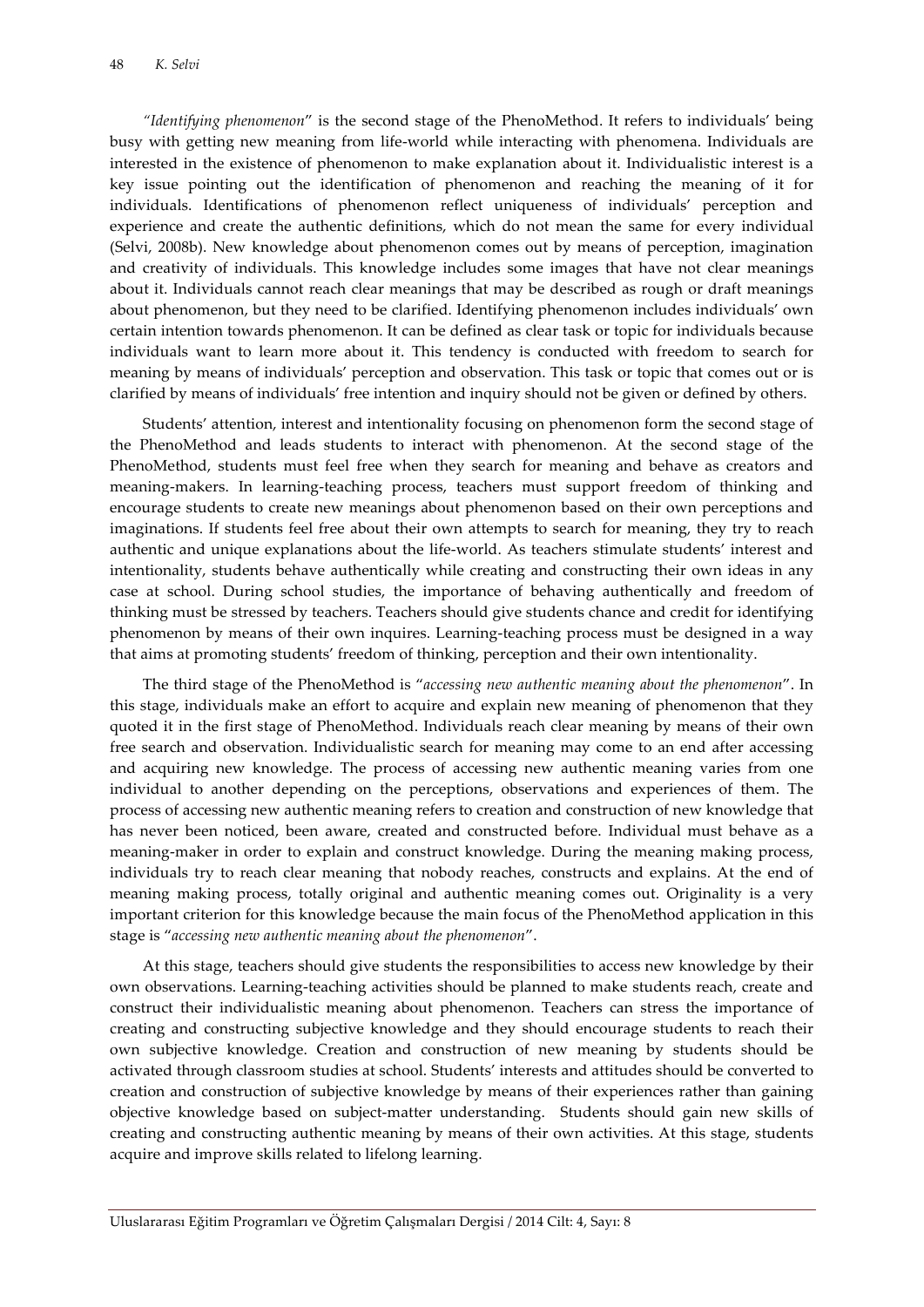"*Identifying phenomenon*" is the second stage of the PhenoMethod. It refers to individuals' being busy with getting new meaning from life-world while interacting with phenomena. Individuals are interested in the existence of phenomenon to make explanation about it. Individualistic interest is a key issue pointing out the identification of phenomenon and reaching the meaning of it for individuals. Identifications of phenomenon reflect uniqueness of individuals' perception and experience and create the authentic definitions, which do not mean the same for every individual (Selvi, 2008b). New knowledge about phenomenon comes out by means of perception, imagination and creativity of individuals. This knowledge includes some images that have not clear meanings about it. Individuals cannot reach clear meanings that may be described as rough or draft meanings about phenomenon, but they need to be clarified. Identifying phenomenon includes individuals' own certain intention towards phenomenon. It can be defined as clear task or topic for individuals because individuals want to learn more about it. This tendency is conducted with freedom to search for meaning by means of individuals' perception and observation. This task or topic that comes out or is clarified by means of individuals' free intention and inquiry should not be given or defined by others.

Students' attention, interest and intentionality focusing on phenomenon form the second stage of the PhenoMethod and leads students to interact with phenomenon. At the second stage of the PhenoMethod, students must feel free when they search for meaning and behave as creators and meaning-makers. In learning-teaching process, teachers must support freedom of thinking and encourage students to create new meanings about phenomenon based on their own perceptions and imaginations. If students feel free about their own attempts to search for meaning, they try to reach authentic and unique explanations about the life-world. As teachers stimulate students' interest and intentionality, students behave authentically while creating and constructing their own ideas in any case at school. During school studies, the importance of behaving authentically and freedom of thinking must be stressed by teachers. Teachers should give students chance and credit for identifying phenomenon by means of their own inquires. Learning-teaching process must be designed in a way that aims at promoting students' freedom of thinking, perception and their own intentionality.

The third stage of the PhenoMethod is "*accessing new authentic meaning about the phenomenon*". In this stage, individuals make an effort to acquire and explain new meaning of phenomenon that they quoted it in the first stage of PhenoMethod. Individuals reach clear meaning by means of their own free search and observation. Individualistic search for meaning may come to an end after accessing and acquiring new knowledge. The process of accessing new authentic meaning varies from one individual to another depending on the perceptions, observations and experiences of them. The process of accessing new authentic meaning refers to creation and construction of new knowledge that has never been noticed, been aware, created and constructed before. Individual must behave as a meaning-maker in order to explain and construct knowledge. During the meaning making process, individuals try to reach clear meaning that nobody reaches, constructs and explains. At the end of meaning making process, totally original and authentic meaning comes out. Originality is a very important criterion for this knowledge because the main focus of the PhenoMethod application in this stage is "*accessing new authentic meaning about the phenomenon*".

At this stage, teachers should give students the responsibilities to access new knowledge by their own observations. Learning-teaching activities should be planned to make students reach, create and construct their individualistic meaning about phenomenon. Teachers can stress the importance of creating and constructing subjective knowledge and they should encourage students to reach their own subjective knowledge. Creation and construction of new meaning by students should be activated through classroom studies at school. Students' interests and attitudes should be converted to creation and construction of subjective knowledge by means of their experiences rather than gaining objective knowledge based on subject-matter understanding. Students should gain new skills of creating and constructing authentic meaning by means of their own activities. At this stage, students acquire and improve skills related to lifelong learning.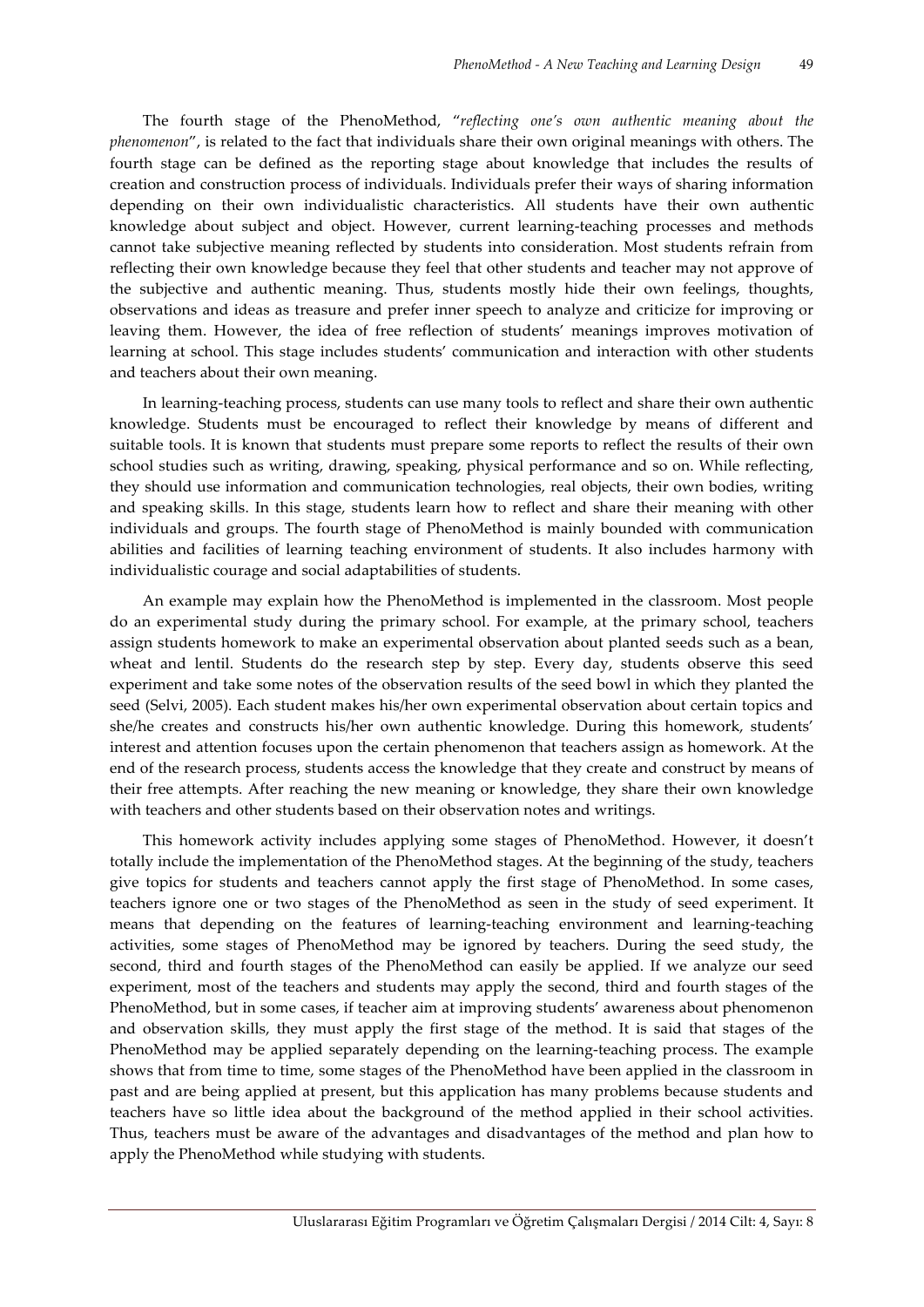The fourth stage of the PhenoMethod, "*reflecting one's own authentic meaning about the phenomenon*", is related to the fact that individuals share their own original meanings with others. The fourth stage can be defined as the reporting stage about knowledge that includes the results of creation and construction process of individuals. Individuals prefer their ways of sharing information depending on their own individualistic characteristics. All students have their own authentic knowledge about subject and object. However, current learning-teaching processes and methods cannot take subjective meaning reflected by students into consideration. Most students refrain from reflecting their own knowledge because they feel that other students and teacher may not approve of the subjective and authentic meaning. Thus, students mostly hide their own feelings, thoughts, observations and ideas as treasure and prefer inner speech to analyze and criticize for improving or leaving them. However, the idea of free reflection of students' meanings improves motivation of learning at school. This stage includes students' communication and interaction with other students and teachers about their own meaning.

In learning-teaching process, students can use many tools to reflect and share their own authentic knowledge. Students must be encouraged to reflect their knowledge by means of different and suitable tools. It is known that students must prepare some reports to reflect the results of their own school studies such as writing, drawing, speaking, physical performance and so on. While reflecting, they should use information and communication technologies, real objects, their own bodies, writing and speaking skills. In this stage, students learn how to reflect and share their meaning with other individuals and groups. The fourth stage of PhenoMethod is mainly bounded with communication abilities and facilities of learning teaching environment of students. It also includes harmony with individualistic courage and social adaptabilities of students.

An example may explain how the PhenoMethod is implemented in the classroom. Most people do an experimental study during the primary school. For example, at the primary school, teachers assign students homework to make an experimental observation about planted seeds such as a bean, wheat and lentil. Students do the research step by step. Every day, students observe this seed experiment and take some notes of the observation results of the seed bowl in which they planted the seed (Selvi, 2005). Each student makes his/her own experimental observation about certain topics and she/he creates and constructs his/her own authentic knowledge. During this homework, students' interest and attention focuses upon the certain phenomenon that teachers assign as homework. At the end of the research process, students access the knowledge that they create and construct by means of their free attempts. After reaching the new meaning or knowledge, they share their own knowledge with teachers and other students based on their observation notes and writings.

This homework activity includes applying some stages of PhenoMethod. However, it doesn't totally include the implementation of the PhenoMethod stages. At the beginning of the study, teachers give topics for students and teachers cannot apply the first stage of PhenoMethod. In some cases, teachers ignore one or two stages of the PhenoMethod as seen in the study of seed experiment. It means that depending on the features of learning-teaching environment and learning-teaching activities, some stages of PhenoMethod may be ignored by teachers. During the seed study, the second, third and fourth stages of the PhenoMethod can easily be applied. If we analyze our seed experiment, most of the teachers and students may apply the second, third and fourth stages of the PhenoMethod, but in some cases, if teacher aim at improving students' awareness about phenomenon and observation skills, they must apply the first stage of the method. It is said that stages of the PhenoMethod may be applied separately depending on the learning-teaching process. The example shows that from time to time, some stages of the PhenoMethod have been applied in the classroom in past and are being applied at present, but this application has many problems because students and teachers have so little idea about the background of the method applied in their school activities. Thus, teachers must be aware of the advantages and disadvantages of the method and plan how to apply the PhenoMethod while studying with students.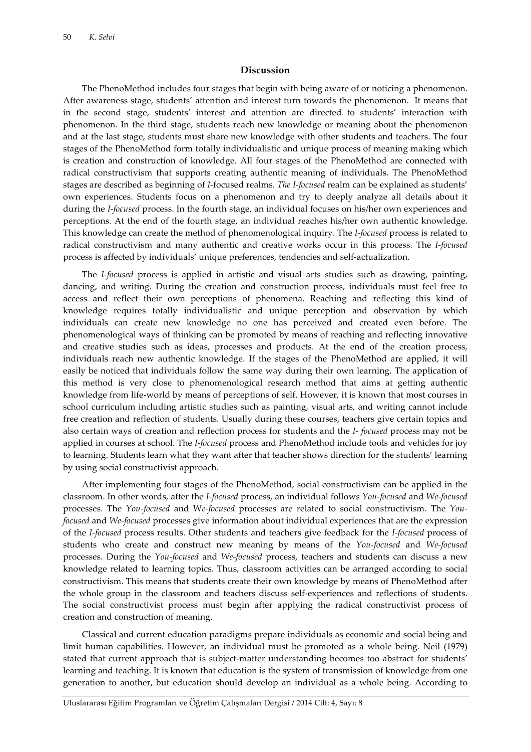## Discussion

The PhenoMethod includes four stages that begin with being aware of or noticing a phenomenon. After awareness stage, students' attention and interest turn towards the phenomenon. It means that in the second stage, students' interest and attention are directed to students' interaction with phenomenon. In the third stage, students reach new knowledge or meaning about the phenomenon and at the last stage, students must share new knowledge with other students and teachers. The four stages of the PhenoMethod form totally individualistic and unique process of meaning making which is creation and construction of knowledge. All four stages of the PhenoMethod are connected with radical constructivism that supports creating authentic meaning of individuals. The PhenoMethod stages are described as beginning of *I*-focused realms. *The I-focused* realm can be explained as students' own experiences. Students focus on a phenomenon and try to deeply analyze all details about it during the *I-focused* process. In the fourth stage, an individual focuses on his/her own experiences and perceptions. At the end of the fourth stage, an individual reaches his/her own authentic knowledge. This knowledge can create the method of phenomenological inquiry. The *I-focused* process is related to radical constructivism and many authentic and creative works occur in this process. The *I-focused* process is affected by individuals' unique preferences, tendencies and self-actualization.

The *I-focused* process is applied in artistic and visual arts studies such as drawing, painting, dancing, and writing. During the creation and construction process, individuals must feel free to access and reflect their own perceptions of phenomena. Reaching and reflecting this kind of knowledge requires totally individualistic and unique perception and observation by which individuals can create new knowledge no one has perceived and created even before. The phenomenological ways of thinking can be promoted by means of reaching and reflecting innovative and creative studies such as ideas, processes and products. At the end of the creation process, individuals reach new authentic knowledge. If the stages of the PhenoMethod are applied, it will easily be noticed that individuals follow the same way during their own learning. The application of this method is very close to phenomenological research method that aims at getting authentic knowledge from life-world by means of perceptions of self. However, it is known that most courses in school curriculum including artistic studies such as painting, visual arts, and writing cannot include free creation and reflection of students. Usually during these courses, teachers give certain topics and also certain ways of creation and reflection process for students and the *I- focused* process may not be applied in courses at school. The *I-focused* process and PhenoMethod include tools and vehicles for joy to learning. Students learn what they want after that teacher shows direction for the students' learning by using social constructivist approach.

After implementing four stages of the PhenoMethod, social constructivism can be applied in the classroom. In other words, after the *I-focused* process, an individual follows *You-focused* and *We-focused* processes. The *You-focused* and W*e-focused* processes are related to social constructivism. The *You-focused* and *We-focused* processes give information about individual experiences that are the expression of the *I-focused* process results. Other students and teachers give feedback for the *I-focused* process of students who create and construct new meaning by means of the *You-focused* and *We-focused* processes. During the *You-focused* and *We-focused* process, teachers and students can discuss a new knowledge related to learning topics. Thus, classroom activities can be arranged according to social constructivism. This means that students create their own knowledge by means of PhenoMethod after the whole group in the classroom and teachers discuss self-experiences and reflections of students. The social constructivist process must begin after applying the radical constructivist process of creation and construction of meaning.

Classical and current education paradigms prepare individuals as economic and social being and limit human capabilities. However, an individual must be promoted as a whole being. Neil (1979) stated that current approach that is subject-matter understanding becomes too abstract for students' learning and teaching. It is known that education is the system of transmission of knowledge from one generation to another, but education should develop an individual as a whole being. According to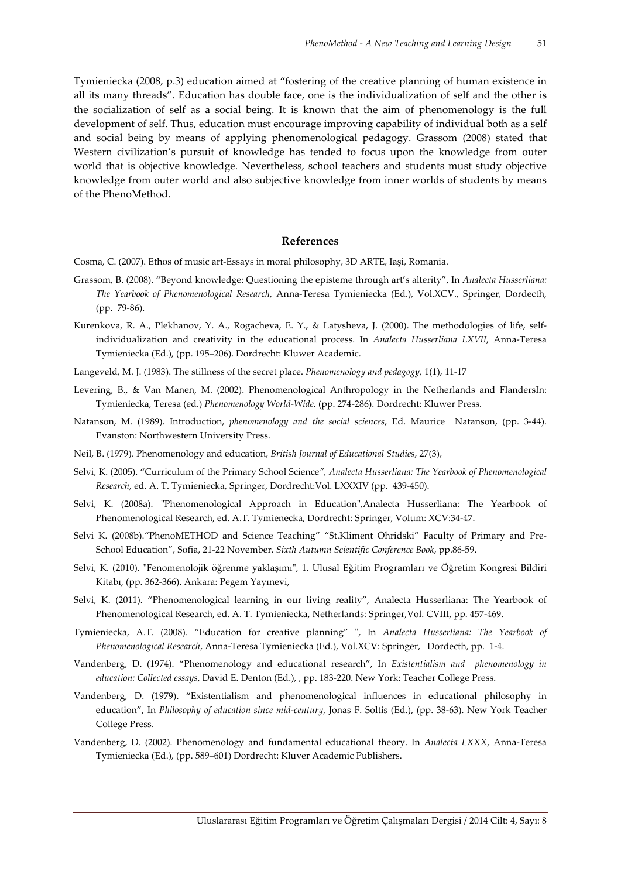Tymieniecka (2008, p.3) education aimed at "fostering of the creative planning of human existence in all its many threads". Education has double face, one is the individualization of self and the other is the socialization of self as a social being. It is known that the aim of phenomenology is the full development of self. Thus, education must encourage improving capability of individual both as a self and social being by means of applying phenomenological pedagogy. Grassom (2008) stated that Western civilization's pursuit of knowledge has tended to focus upon the knowledge from outer world that is objective knowledge. Nevertheless, school teachers and students must study objective knowledge from outer world and also subjective knowledge from inner worlds of students by means of the PhenoMethod.

## References

Cosma, C. (2007). Ethos of music art-Essays in moral philosophy, 3D ARTE, Iaşi, Romania.

Grassom, B. (2008). "Beyond knowledge: Questioning the episteme through art's alterity", In *Analecta Husserliana: The Yearbook of Phenomenological Research*, Anna-Teresa Tymieniecka (Ed.), Vol.XCV., Springer, Dordecth, (pp. 79-86).

Kurenkova, R. A., Plekhanov, Y. A., Rogacheva, E. Y., & Latysheva, J. (2000). The methodologies of life, self-individualization and creativity in the educational process. In *Analecta Husserliana LXVII*, Anna-Teresa Tymieniecka (Ed.), (pp. 195–206). Dordrecht: Kluwer Academic.

Langeveld, M. J. (1983). The stillness of the secret place. *Phenomenology and pedagogy,* 1(1), 11-17

Levering, B., & Van Manen, M. (2002). Phenomenological Anthropology in the Netherlands and FlandersIn: Tymieniecka, Teresa (ed.) *Phenomenology World-Wide.* (pp. 274-286). Dordrecht: Kluwer Press.

Natanson, M. (1989). Introduction, *phenomenology and the social sciences*, Ed. Maurice Natanson, (pp. 3-44). Evanston: Northwestern University Press.

Neil, B. (1979). Phenomenology and education, *British Journal of Educational Studies*, 27(3),

Selvi, K. (2005). "Curriculum of the Primary School Science*", Analecta Husserliana: The Yearbook of Phenomenological Research,* ed. A. T. Tymieniecka, Springer, Dordrecht:Vol. LXXXIV (pp. 439-450).

Selvi, K. (2008a). "Phenomenological Approach in Education",Analecta Husserliana: The Yearbook of Phenomenological Research, ed. A.T. Tymienecka, Dordrecht: Springer, Volum: XCV:34-47.

Selvi K. (2008b)."PhenoMETHOD and Science Teaching" "St.Kliment Ohridski" Faculty of Primary and Pre-School Education", Sofia, 21-22 November. *Sixth Autumn Scientific Conference Book*, pp.86-59.

Selvi, K. (2010). "Fenomenolojik öğrenme yaklaşımı", 1. Ulusal Eğitim Programları ve Öğretim Kongresi Bildiri Kitabı, (pp. 362-366). Ankara: Pegem Yayınevi,

Selvi, K. (2011). "Phenomenological learning in our living reality", Analecta Husserliana: The Yearbook of Phenomenological Research, ed. A. T. Tymieniecka, Netherlands: Springer,Vol. CVIII, pp. 457-469.

Tymieniecka, A.T. (2008). "Education for creative planning" ", In *Analecta Husserliana: The Yearbook of Phenomenological Research*, Anna-Teresa Tymieniecka (Ed.), Vol.XCV: Springer, Dordecth, pp. 1-4.

Vandenberg, D. (1974). "Phenomenology and educational research", In *Existentialism and phenomenology in education: Collected essays*, David E. Denton (Ed.), , pp. 183-220. New York: Teacher College Press.

Vandenberg, D. (1979). "Existentialism and phenomenological influences in educational philosophy in education", In *Philosophy of education since mid-century*, Jonas F. Soltis (Ed.), (pp. 38-63). New York Teacher College Press.

Vandenberg, D. (2002). Phenomenology and fundamental educational theory. In *Analecta LXXX*, Anna-Teresa Tymieniecka (Ed.), (pp. 589–601) Dordrecht: Kluver Academic Publishers.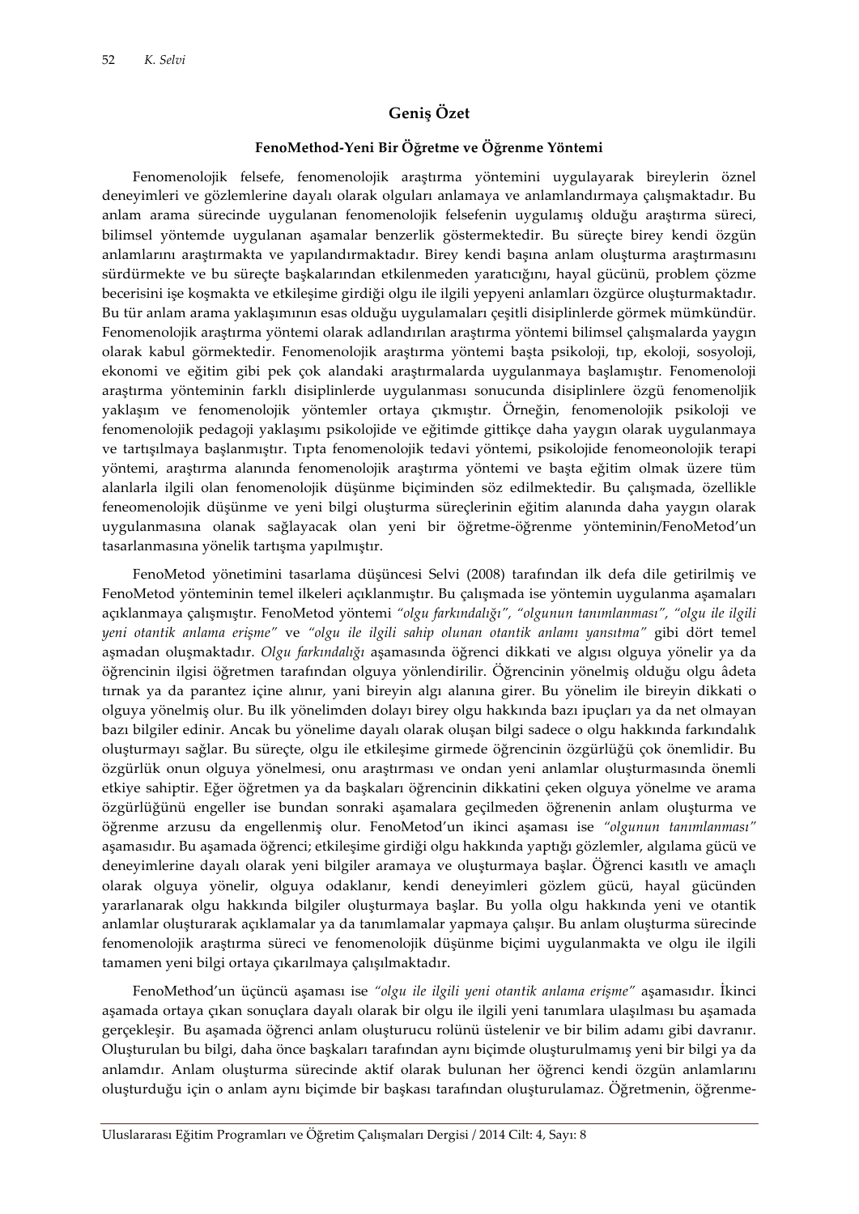## Geniş Özet

### FenoMethod-Yeni Bir Öğretme ve Öğrenme Yöntemi

Fenomenolojik felsefe, fenomenolojik araştırma yöntemini uygulayarak bireylerin öznel deneyimleri ve gözlemlerine dayalı olarak olguları anlamaya ve anlamlandırmaya çalışmaktadır. Bu anlam arama sürecinde uygulanan fenomenolojik felsefenin uygulamış olduğu araştırma süreci, bilimsel yöntemde uygulanan aşamalar benzerlik göstermektedir. Bu süreçte birey kendi özgün anlamlarını araştırmakta ve yapılandırmaktadır. Birey kendi başına anlam oluşturma araştırmasını sürdürmekte ve bu süreçte başkalarından etkilenmeden yaratıcığını, hayal gücünü, problem çözme becerisini işe koşmakta ve etkileşime girdiği olgu ile ilgili yepyeni anlamları özgürce oluşturmaktadır. Bu tür anlam arama yaklaşımının esas olduğu uygulamaları çeşitli disiplinlerde görmek mümkündür. Fenomenolojik araştırma yöntemi olarak adlandırılan araştırma yöntemi bilimsel çalışmalarda yaygın olarak kabul görmektedir. Fenomenolojik araştırma yöntemi başta psikoloji, tıp, ekoloji, sosyoloji, ekonomi ve eğitim gibi pek çok alandaki araştırmalarda uygulanmaya başlamıştır. Fenomenoloji araştırma yönteminin farklı disiplinlerde uygulanması sonucunda disiplinlere özgü fenomenoljik yaklaşım ve fenomenolojik yöntemler ortaya çıkmıştır. Örneğin, fenomenolojik psikoloji ve fenomenolojik pedagoji yaklaşımı psikolojide ve eğitimde gittikçe daha yaygın olarak uygulanmaya ve tartışılmaya başlanmıştır. Tıpta fenomenolojik tedavi yöntemi, psikolojide fenomeonolojik terapi yöntemi, araştırma alanında fenomenolojik araştırma yöntemi ve başta eğitim olmak üzere tüm alanlarla ilgili olan fenomenolojik düşünme biçiminden söz edilmektedir. Bu çalışmada, özellikle feneomenolojik düşünme ve yeni bilgi oluşturma süreçlerinin eğitim alanında daha yaygın olarak uygulanmasına olanak sağlayacak olan yeni bir öğretme-öğrenme yönteminin/FenoMetod'un tasarlanmasına yönelik tartışma yapılmıştır.

FenoMetod yönetimini tasarlama düşüncesi Selvi (2008) tarafından ilk defa dile getirilmiş ve FenoMetod yönteminin temel ilkeleri açıklanmıştır. Bu çalışmada ise yöntemin uygulanma aşamaları açıklanmaya çalışmıştır. FenoMetod yöntemi *"olgu farkındalığı"*, *"olgunun tanımlanması"*, *"olgu ile ilgili yeni otantik anlama erişme"* ve *"olgu ile ilgili sahip olunan otantik anlamı yansıtma"* gibi dört temel aşmadan oluşmaktadır. *Olgu farkındalığı* aşamasında öğrenci dikkati ve algısı olguya yönelir ya da öğrencinin ilgisi öğretmen tarafından olguya yönlendirilir. Öğrencinin yönelmiş olduğu olgu âdeta tırnak ya da parantez içine alınır, yani bireyin algı alanına girer. Bu yönelim ile bireyin dikkati o olguya yönelmiş olur. Bu ilk yönelimden dolayı birey olgu hakkında bazı ipuçları ya da net olmayan bazı bilgiler edinir. Ancak bu yönelime dayalı olarak oluşan bilgi sadece o olgu hakkında farkındalık oluşturmayı sağlar. Bu süreçte, olgu ile etkileşime girmede öğrencinin özgürlüğü çok önemlidir. Bu özgürlük onun olguya yönelmesi, onu araştırması ve ondan yeni anlamlar oluşturmasında önemli etkiye sahiptir. Eğer öğretmen ya da başkaları öğrencinin dikkatini çeken olguya yönelme ve arama özgürlüğünü engeller ise bundan sonraki aşamalara geçilmeden öğrenenin anlam oluşturma ve öğrenme arzusu da engellenmiş olur. FenoMetod'un ikinci aşaması ise *"olgunun tanımlanması"* aşamasıdır. Bu aşamada öğrenci; etkileşime girdiği olgu hakkında yaptığı gözlemler, algılama gücü ve deneyimlerine dayalı olarak yeni bilgiler aramaya ve oluşturmaya başlar. Öğrenci kasıtlı ve amaçlı olarak olguya yönelir, olguya odaklanır, kendi deneyimleri gözlem gücü, hayal gücünden yararlanarak olgu hakkında bilgiler oluşturmaya başlar. Bu yolla olgu hakkında yeni ve otantik anlamlar oluşturarak açıklamalar ya da tanımlamalar yapmaya çalışır. Bu anlam oluşturma sürecinde fenomenolojik araştırma süreci ve fenomenolojik düşünme biçimi uygulanmakta ve olgu ile ilgili tamamen yeni bilgi ortaya çıkarılmaya çalışılmaktadır.

FenoMethod'un üçüncü aşaması ise *"olgu ile ilgili yeni otantik anlama erişme"* aşamasıdır. İkinci aşamada ortaya çıkan sonuçlara dayalı olarak bir olgu ile ilgili yeni tanımlara ulaşılması bu aşamada gerçekleşir. Bu aşamada öğrenci anlam oluşturucu rolünü üstelenir ve bir bilim adamı gibi davranır. Oluşturulan bu bilgi, daha önce başkaları tarafından aynı biçimde oluşturulmamış yeni bir bilgi ya da anlamdır. Anlam oluşturma sürecinde aktif olarak bulunan her öğrenci kendi özgün anlamlarını oluşturduğu için o anlam aynı biçimde bir başkası tarafından oluşturulamaz. Öğretmenin, öğrenme-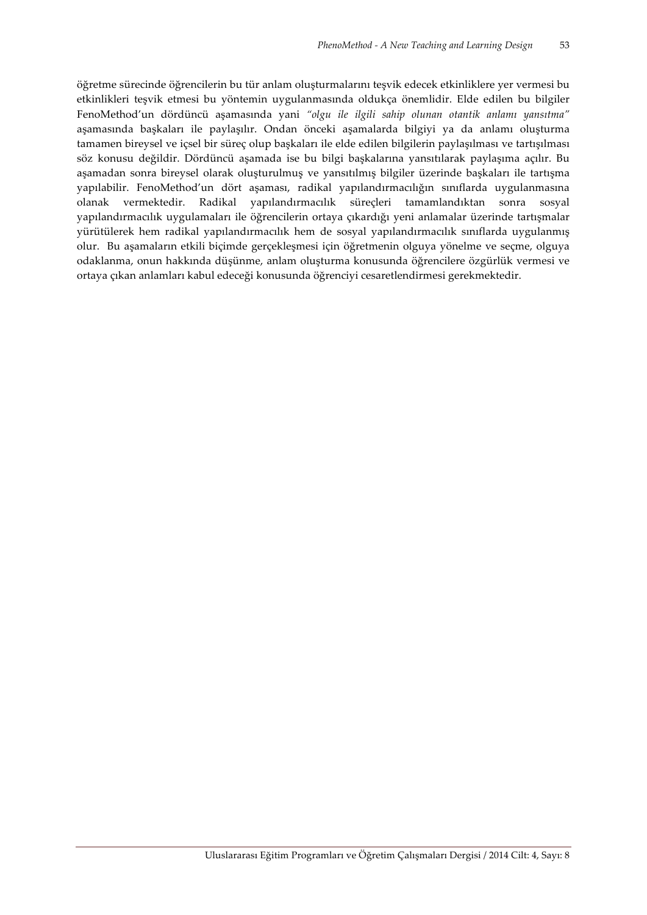öğretme sürecinde öğrencilerin bu tür anlam oluşturmalarını teşvik edecek etkinliklere yer vermesi bu etkinlikleri teşvik etmesi bu yöntemin uygulanmasında oldukça önemlidir. Elde edilen bu bilgiler FenoMethod'un dördüncü aşamasında yani *"olgu ile ilgili sahip olunan otantik anlamı yansıtma"* aşamasında başkaları ile paylaşılır. Ondan önceki aşamalarda bilgiyi ya da anlamı oluşturma tamamen bireysel ve içsel bir süreç olup başkaları ile elde edilen bilgilerin paylaşılması ve tartışılması söz konusu değildir. Dördüncü aşamada ise bu bilgi başkalarına yansıtılarak paylaşıma açılır. Bu aşamadan sonra bireysel olarak oluşturulmuş ve yansıtılmış bilgiler üzerinde başkaları ile tartışma yapılabilir. FenoMethod'un dört aşaması, radikal yapılandırmacılığın sınıflarda uygulanmasına olanak vermektedir. Radikal yapılandırmacılık süreçleri tamamlandıktan sonra sosyal yapılandırmacılık uygulamaları ile öğrencilerin ortaya çıkardığı yeni anlamalar üzerinde tartışmalar yürütülerek hem radikal yapılandırmacılık hem de sosyal yapılandırmacılık sınıflarda uygulanmış olur. Bu aşamaların etkili biçimde gerçekleşmesi için öğretmenin olguya yönelme ve seçme, olguya odaklanma, onun hakkında düşünme, anlam oluşturma konusunda öğrencilere özgürlük vermesi ve ortaya çıkan anlamları kabul edeceği konusunda öğrenciyi cesaretlendirmesi gerekmektedir.